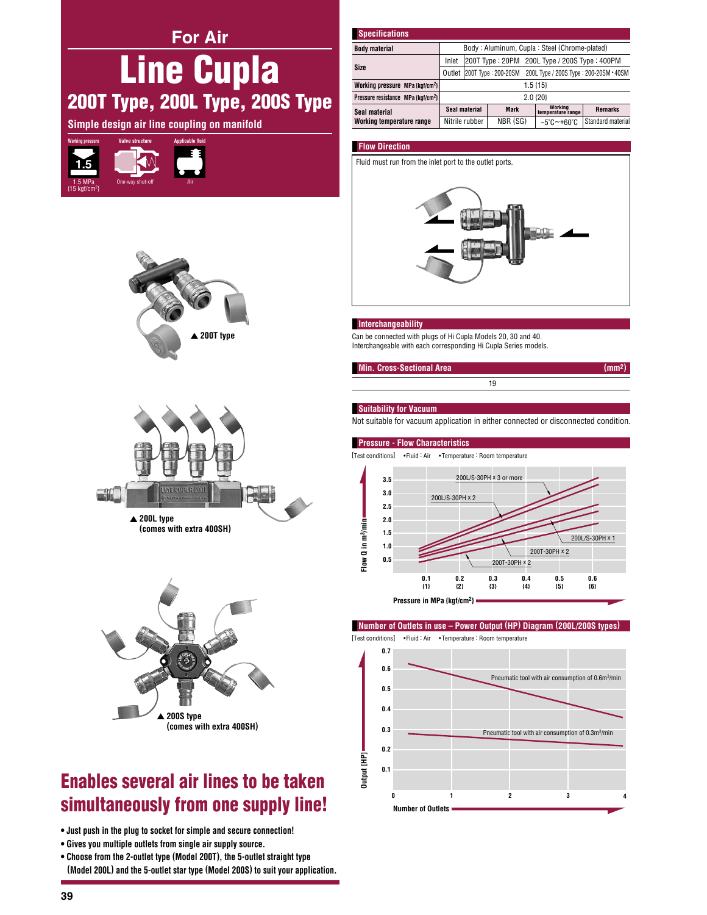For Air

# Line Cupla

## 200T Type, 200L Type, 200S Type

Simple design air line coupling on manifold

| Working pressure | Valve structure | Applicable fluid |
|---|---|---|
| 1.5 MPa {15 kgf/cm²} | One-way shut-off | Air |

▲ 200T type

▲ 200L type
(comes with extra 400SH)

▲ 200S type
(comes with extra 400SH)

## Enables several air lines to be taken simultaneously from one supply line!

- Just push in the plug to socket for simple and secure connection!
- Gives you multiple outlets from single air supply source.
- Choose from the 2-outlet type (Model 200T), the 5-outlet straight type (Model 200L) and the 5-outlet star type (Model 200S) to suit your application.

### Specifications

| Body material | Body : Aluminum, Cupla : Steel (Chrome-plated) | | | |
|---|---|---|---|---|
| Size | Inlet | 200T Type : 20PM 200L Type / 200S Type : 400PM | | |
| | Outlet | 200T Type : 200-20SN 200L Type / 200S Type : 200-20SM • 40SM | | |
| Working pressure MPa {kgf/cm²} | 1.5 {15} | | | |
| Pressure resistance MPa {kgf/cm²} | 2.0 {20} | | | |
| Seal material / Working temperature range | Seal material | Mark | Working temperature range | Remarks |
| | Nitrile rubber | NBR (SG) | -5℃~+60℃ | Standard material |

### Flow Direction

Fluid must run from the inlet port to the outlet ports.

### Interchangeability

Can be connected with plugs of Hi Cupla Models 20, 30 and 40.
Interchangeable with each corresponding Hi Cupla Series models.

### Min. Cross-Sectional Area (mm²)

19

### Suitability for Vacuum

Not suitable for vacuum application in either connected or disconnected condition.

### Pressure - Flow Characteristics

[Test conditions] •Fluid : Air •Temperature : Room temperature

Flow Q in m³/min (0.5–3.5) vs. Pressure in MPa {kgf/cm²} (0.1 {1} – 0.6 {6})

Curves: 200L/S-30PH × 3 or more; 200L/S-30PH × 2; 200L/S-30PH × 1; 200T-30PH × 2; 200T-30PH × 2

### Number of Outlets in use – Power Output (HP) Diagram (200L/200S types)

[Test conditions] •Fluid : Air •Temperature : Room temperature

Output (HP) (0.1–0.7) vs. Number of Outlets (0–4)

Curves: Pneumatic tool with air consumption of 0.6m³/min; Pneumatic tool with air consumption of 0.3m³/min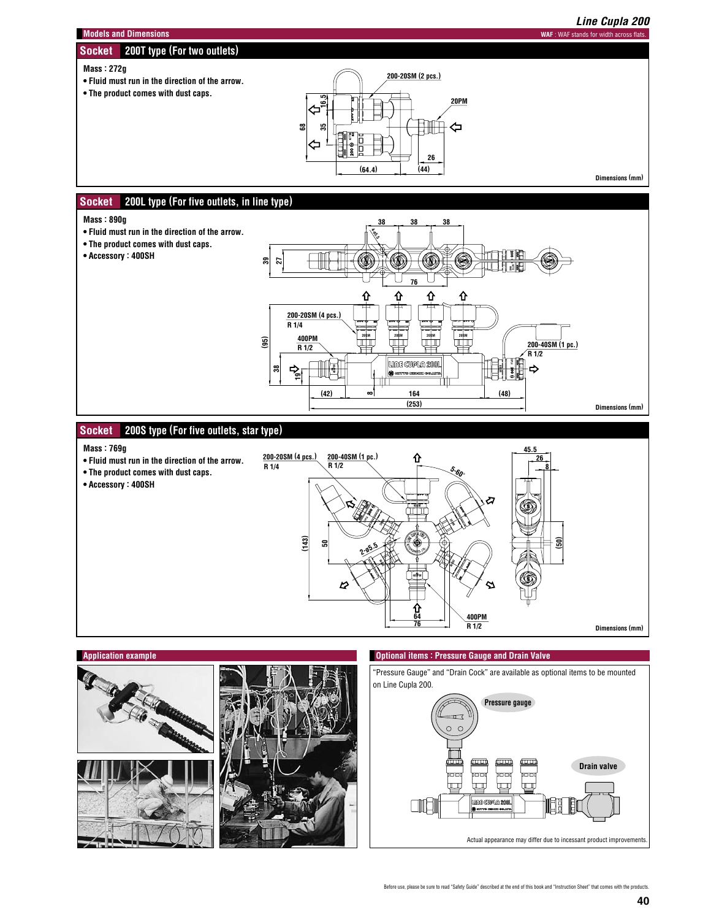## Models and Dimensions

WAF : WAF stands for width across flats.

### Socket 200T type (For two outlets)

**Mass : 272g**
- **Fluid must run in the direction of the arrow.**
- **The product comes with dust caps.**

200-20SM (2 pcs.)
20PM
16.5
35
68
26
(64.4)
(44)

Dimensions (mm)

### Socket 200L type (For five outlets, in line type)

**Mass : 890g**
- **Fluid must run in the direction of the arrow.**
- **The product comes with dust caps.**
- **Accessory : 400SH**

38 38 38
4-ø5.5
39
27
76
200-20SM (4 pcs.)
R 1/4
400PM
R 1/2
200-40SM (1 pc.)
R 1/2
(95)
38
19
(42)
8
164
(48)
(253)

Dimensions (mm)

### Socket 200S type (For five outlets, star type)

**Mass : 769g**
- **Fluid must run in the direction of the arrow.**
- **The product comes with dust caps.**
- **Accessory : 400SH**

200-20SM (4 pcs.)
R 1/4
200-40SM (1 pc.)
R 1/2
5-60°
45.5
26
8
(143)
50
2-ø5.5
(50)
64
76
400PM
R 1/2

Dimensions (mm)

## Application example

## Optional items : Pressure Gauge and Drain Valve

"Pressure Gauge" and "Drain Cock" are available as optional items to be mounted on Line Cupla 200.

Pressure gauge

Drain valve

Actual appearance may differ due to incessant product improvements.

Before use, please be sure to read "Safety Guide" described at the end of this book and "Instruction Sheet" that comes with the products.